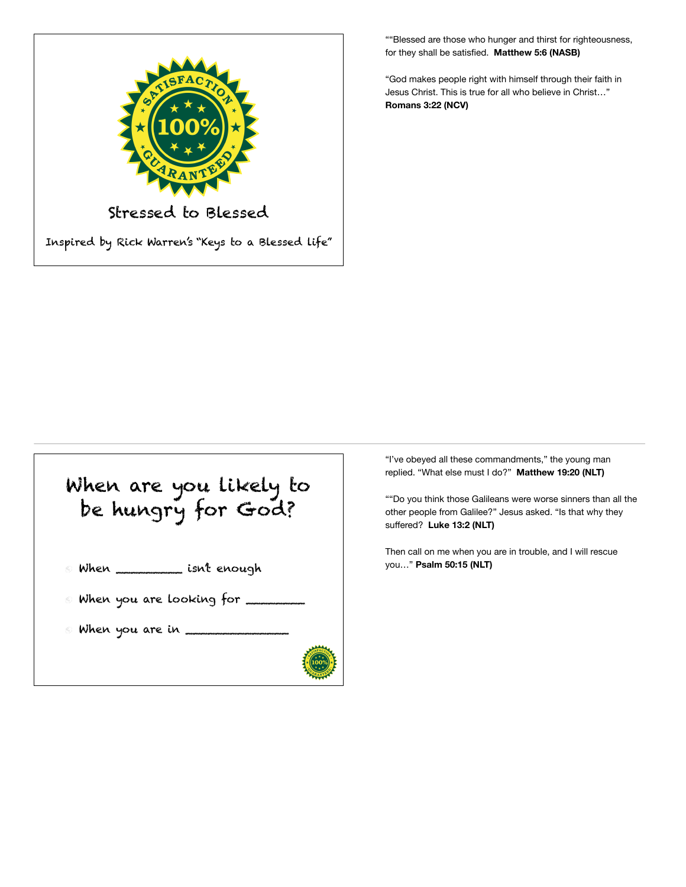SATISFACTION 100% GUARANTEED

# Stressed to Blessed

Inspired by Rick Warren's "Keys to a Blessed Life"

""Blessed are those who hunger and thirst for righteousness, for they shall be satisfied. **Matthew 5:6 (NASB)**

"God makes people right with himself through their faith in Jesus Christ. This is true for all who believe in Christ…" **Romans 3:22 (NCV)**

---

## When are you likely to be hungry for God?

- When __________ isn't enough
- When you are looking for _________
- When you are in _________________

"I've obeyed all these commandments," the young man replied. "What else must I do?" **Matthew 19:20 (NLT)**

""Do you think those Galileans were worse sinners than all the other people from Galilee?" Jesus asked. "Is that why they suffered? **Luke 13:2 (NLT)**

Then call on me when you are in trouble, and I will rescue you…" **Psalm 50:15 (NLT)**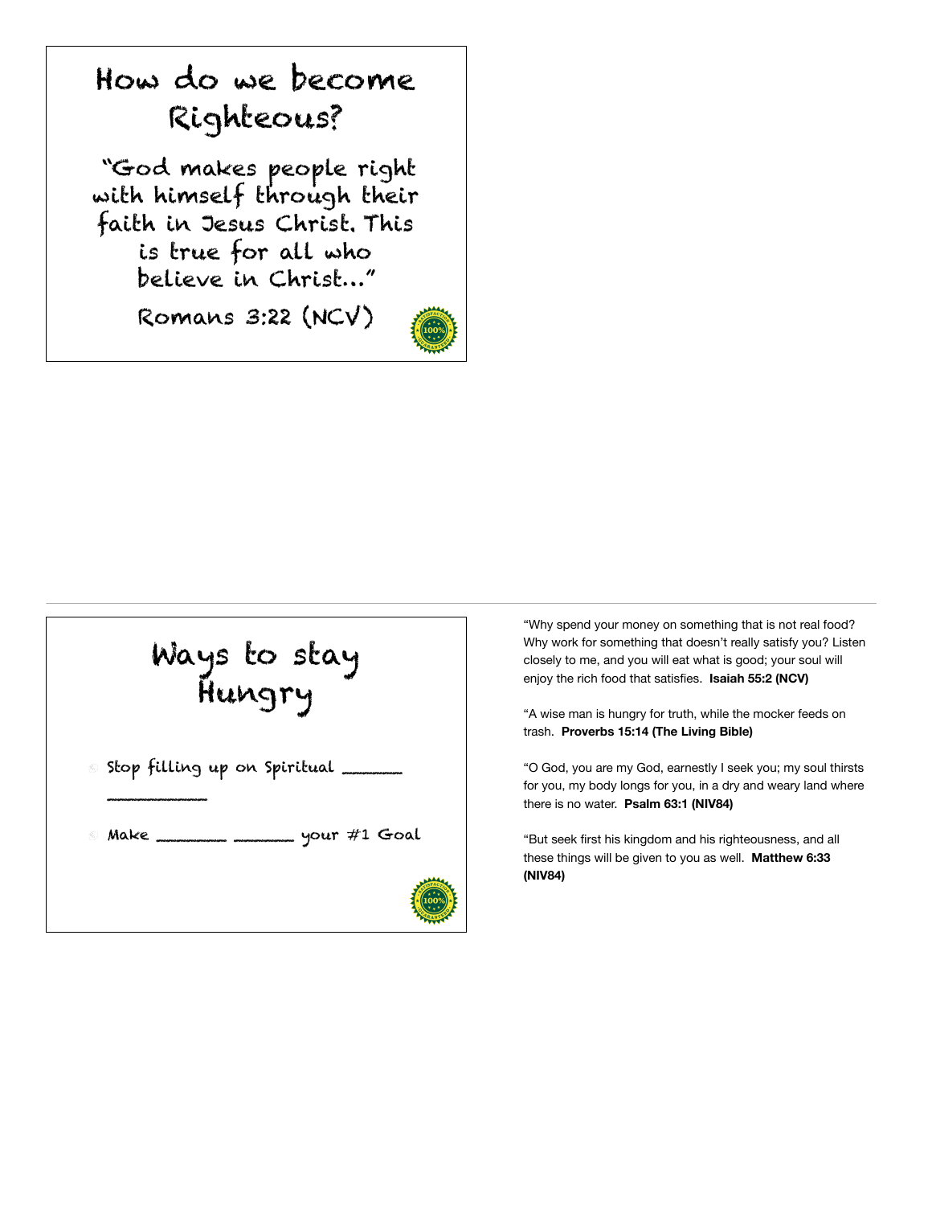## How do we become Righteous?

"God makes people right with himself through their faith in Jesus Christ. This is true for all who believe in Christ..."

Romans 3:22 (NCV)

---

## Ways to stay Hungry

- Stop filling up on Spiritual ______ ________
- Make _______ ______ your #1 Goal

"Why spend your money on something that is not real food? Why work for something that doesn't really satisfy you? Listen closely to me, and you will eat what is good; your soul will enjoy the rich food that satisfies. **Isaiah 55:2 (NCV)**

"A wise man is hungry for truth, while the mocker feeds on trash. **Proverbs 15:14 (The Living Bible)**

"O God, you are my God, earnestly I seek you; my soul thirsts for you, my body longs for you, in a dry and weary land where there is no water. **Psalm 63:1 (NIV84)**

"But seek first his kingdom and his righteousness, and all these things will be given to you as well. **Matthew 6:33 (NIV84)**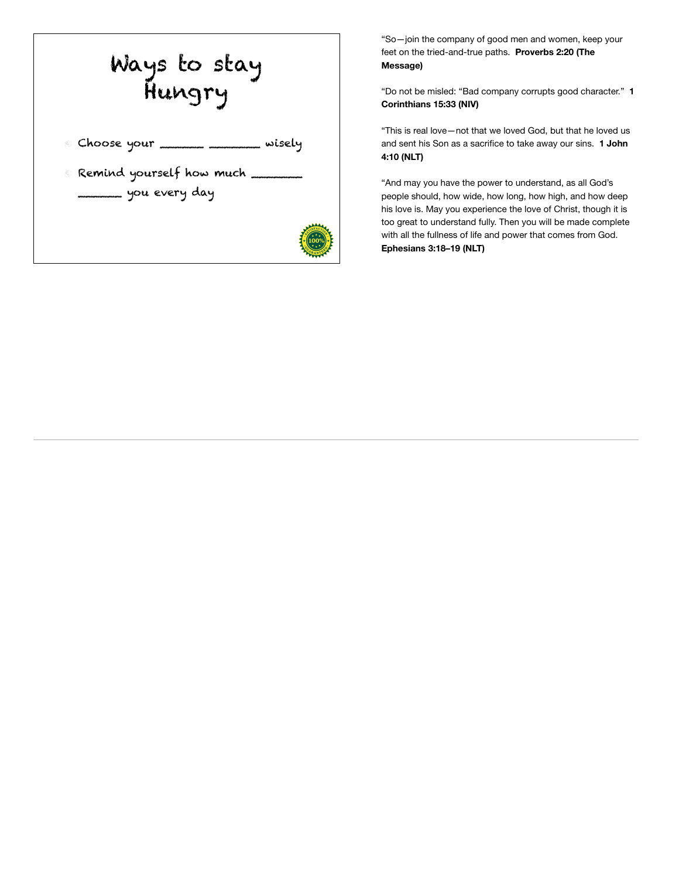# Ways to stay Hungry

- Choose your ______ _______ wisely
- Remind yourself how much _______ ______ you every day

"So—join the company of good men and women, keep your feet on the tried-and-true paths. **Proverbs 2:20 (The Message)**

"Do not be misled: "Bad company corrupts good character." **1 Corinthians 15:33 (NIV)**

"This is real love—not that we loved God, but that he loved us and sent his Son as a sacrifice to take away our sins. **1 John 4:10 (NLT)**

"And may you have the power to understand, as all God's people should, how wide, how long, how high, and how deep his love is. May you experience the love of Christ, though it is too great to understand fully. Then you will be made complete with all the fullness of life and power that comes from God. **Ephesians 3:18–19 (NLT)**